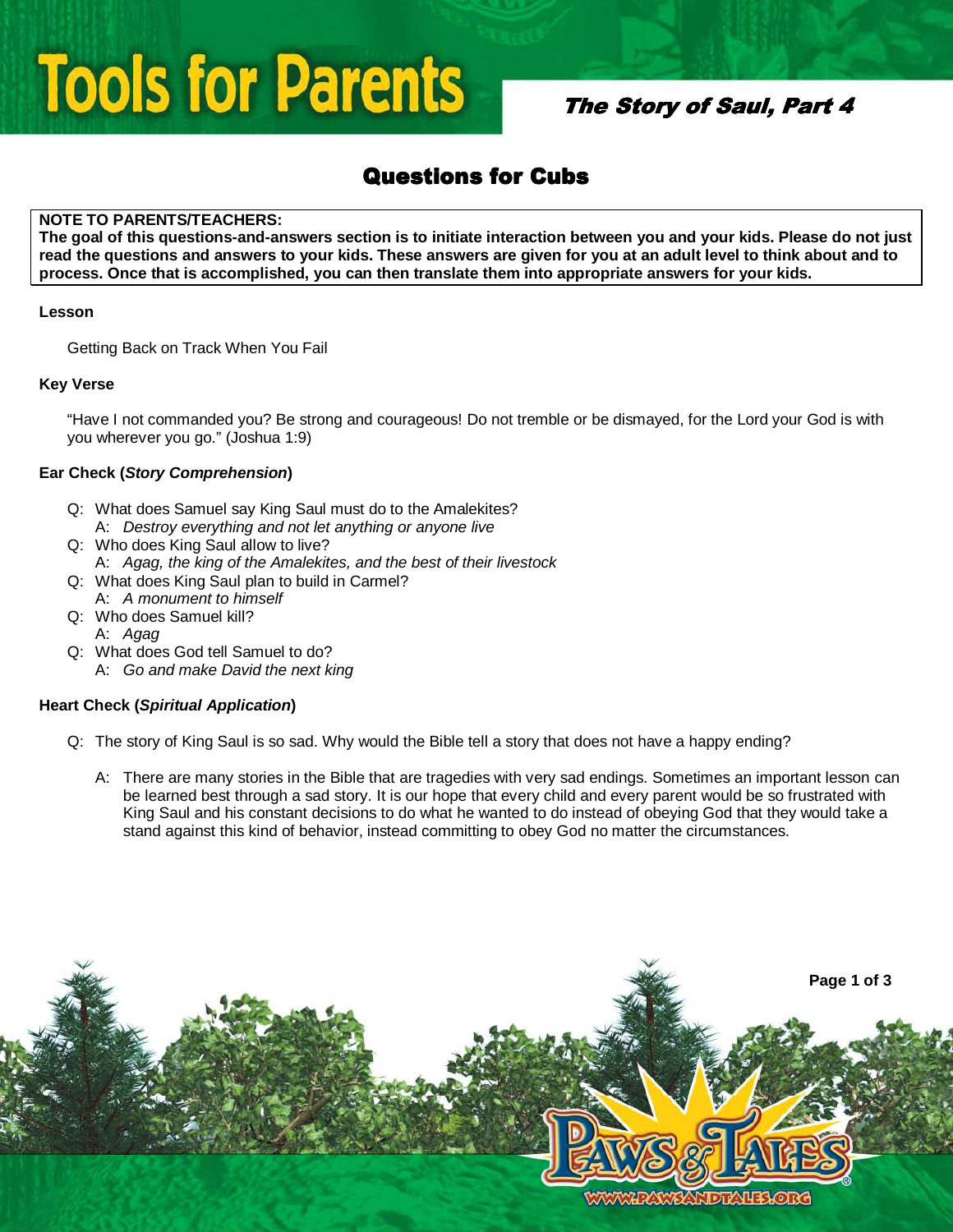# Tools for Parents

## The Story of Saul, Part 4

## Questions for Cubs

**NOTE TO PARENTS/TEACHERS:**
**The goal of this questions-and-answers section is to initiate interaction between you and your kids. Please do not just read the questions and answers to your kids. These answers are given for you at an adult level to think about and to process. Once that is accomplished, you can then translate them into appropriate answers for your kids.**

**Lesson**

Getting Back on Track When You Fail

**Key Verse**

"Have I not commanded you? Be strong and courageous! Do not tremble or be dismayed, for the Lord your God is with you wherever you go." (Joshua 1:9)

**Ear Check (*Story Comprehension*)**

- Q: What does Samuel say King Saul must do to the Amalekites?
  - A: *Destroy everything and not let anything or anyone live*
- Q: Who does King Saul allow to live?
  - A: *Agag, the king of the Amalekites, and the best of their livestock*
- Q: What does King Saul plan to build in Carmel?
  - A: *A monument to himself*
- Q: Who does Samuel kill?
  - A: *Agag*
- Q: What does God tell Samuel to do?
  - A: *Go and make David the next king*

**Heart Check (*Spiritual Application*)**

- Q: The story of King Saul is so sad. Why would the Bible tell a story that does not have a happy ending?
  - A: There are many stories in the Bible that are tragedies with very sad endings. Sometimes an important lesson can be learned best through a sad story. It is our hope that every child and every parent would be so frustrated with King Saul and his constant decisions to do what he wanted to do instead of obeying God that they would take a stand against this kind of behavior, instead committing to obey God no matter the circumstances.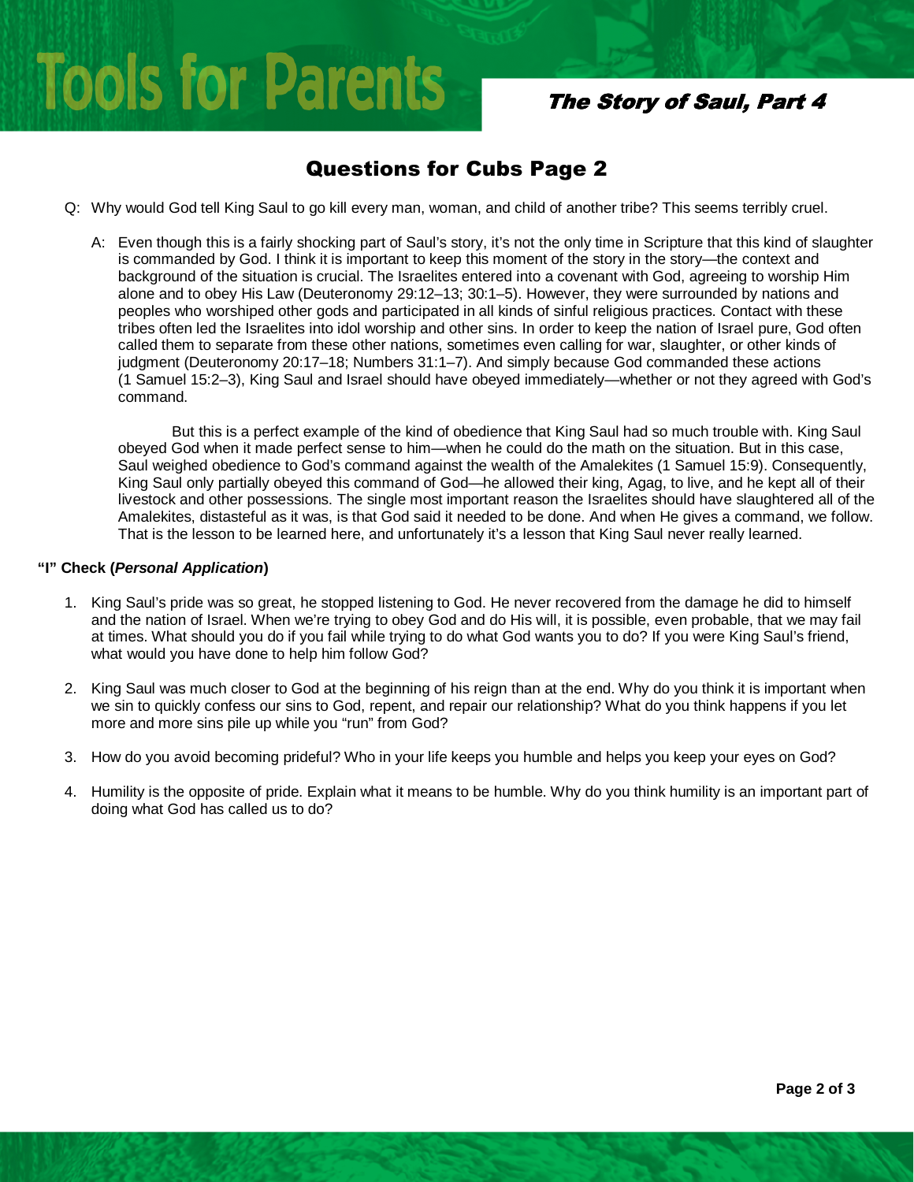## Questions for Cubs Page 2

Q: Why would God tell King Saul to go kill every man, woman, and child of another tribe? This seems terribly cruel.

A: Even though this is a fairly shocking part of Saul's story, it's not the only time in Scripture that this kind of slaughter is commanded by God. I think it is important to keep this moment of the story in the story—the context and background of the situation is crucial. The Israelites entered into a covenant with God, agreeing to worship Him alone and to obey His Law (Deuteronomy 29:12–13; 30:1–5). However, they were surrounded by nations and peoples who worshiped other gods and participated in all kinds of sinful religious practices. Contact with these tribes often led the Israelites into idol worship and other sins. In order to keep the nation of Israel pure, God often called them to separate from these other nations, sometimes even calling for war, slaughter, or other kinds of judgment (Deuteronomy 20:17–18; Numbers 31:1–7). And simply because God commanded these actions (1 Samuel 15:2–3), King Saul and Israel should have obeyed immediately—whether or not they agreed with God's command.

But this is a perfect example of the kind of obedience that King Saul had so much trouble with. King Saul obeyed God when it made perfect sense to him—when he could do the math on the situation. But in this case, Saul weighed obedience to God's command against the wealth of the Amalekites (1 Samuel 15:9). Consequently, King Saul only partially obeyed this command of God—he allowed their king, Agag, to live, and he kept all of their livestock and other possessions. The single most important reason the Israelites should have slaughtered all of the Amalekites, distasteful as it was, is that God said it needed to be done. And when He gives a command, we follow. That is the lesson to be learned here, and unfortunately it's a lesson that King Saul never really learned.

**"I" Check (*Personal Application*)**

1. King Saul's pride was so great, he stopped listening to God. He never recovered from the damage he did to himself and the nation of Israel. When we're trying to obey God and do His will, it is possible, even probable, that we may fail at times. What should you do if you fail while trying to do what God wants you to do? If you were King Saul's friend, what would you have done to help him follow God?

2. King Saul was much closer to God at the beginning of his reign than at the end. Why do you think it is important when we sin to quickly confess our sins to God, repent, and repair our relationship? What do you think happens if you let more and more sins pile up while you "run" from God?

3. How do you avoid becoming prideful? Who in your life keeps you humble and helps you keep your eyes on God?

4. Humility is the opposite of pride. Explain what it means to be humble. Why do you think humility is an important part of doing what God has called us to do?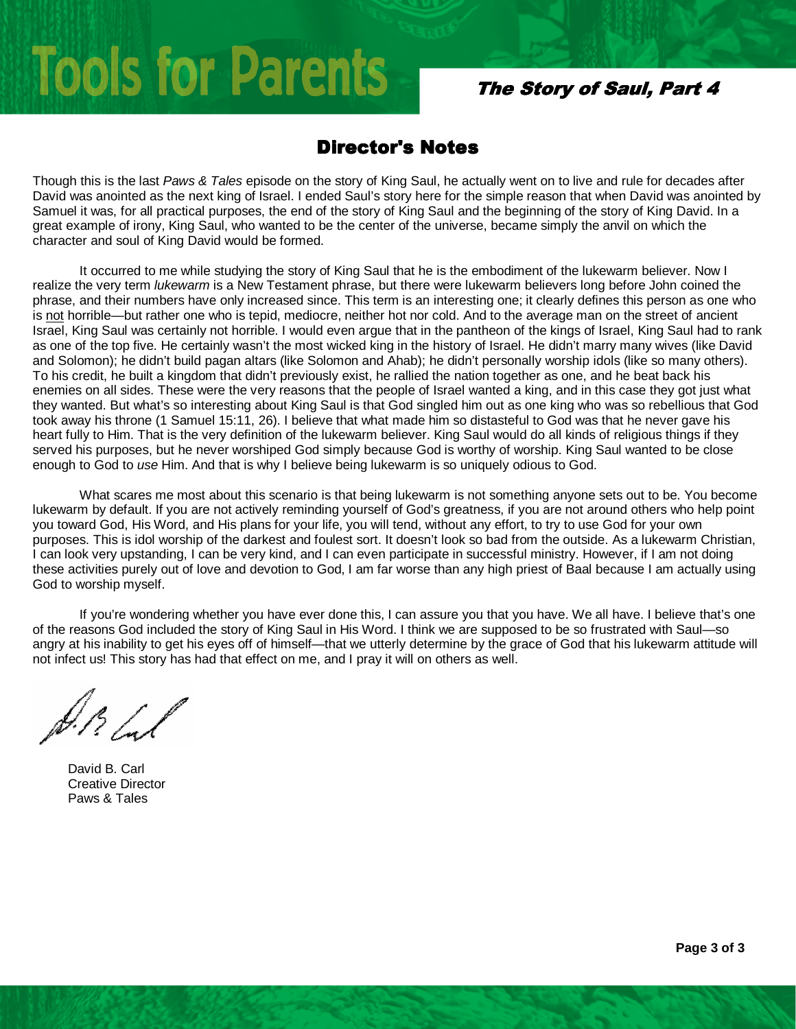# Tools for Parents

## The Story of Saul, Part 4

### Director's Notes

Though this is the last *Paws & Tales* episode on the story of King Saul, he actually went on to live and rule for decades after David was anointed as the next king of Israel. I ended Saul's story here for the simple reason that when David was anointed by Samuel it was, for all practical purposes, the end of the story of King Saul and the beginning of the story of King David. In a great example of irony, King Saul, who wanted to be the center of the universe, became simply the anvil on which the character and soul of King David would be formed.

It occurred to me while studying the story of King Saul that he is the embodiment of the lukewarm believer. Now I realize the very term *lukewarm* is a New Testament phrase, but there were lukewarm believers long before John coined the phrase, and their numbers have only increased since. This term is an interesting one; it clearly defines this person as one who is not horrible—but rather one who is tepid, mediocre, neither hot nor cold. And to the average man on the street of ancient Israel, King Saul was certainly not horrible. I would even argue that in the pantheon of the kings of Israel, King Saul had to rank as one of the top five. He certainly wasn't the most wicked king in the history of Israel. He didn't marry many wives (like David and Solomon); he didn't build pagan altars (like Solomon and Ahab); he didn't personally worship idols (like so many others). To his credit, he built a kingdom that didn't previously exist, he rallied the nation together as one, and he beat back his enemies on all sides. These were the very reasons that the people of Israel wanted a king, and in this case they got just what they wanted. But what's so interesting about King Saul is that God singled him out as one king who was so rebellious that God took away his throne (1 Samuel 15:11, 26). I believe that what made him so distasteful to God was that he never gave his heart fully to Him. That is the very definition of the lukewarm believer. King Saul would do all kinds of religious things if they served his purposes, but he never worshiped God simply because God is worthy of worship. King Saul wanted to be close enough to God to *use* Him. And that is why I believe being lukewarm is so uniquely odious to God.

What scares me most about this scenario is that being lukewarm is not something anyone sets out to be. You become lukewarm by default. If you are not actively reminding yourself of God's greatness, if you are not around others who help point you toward God, His Word, and His plans for your life, you will tend, without any effort, to try to use God for your own purposes. This is idol worship of the darkest and foulest sort. It doesn't look so bad from the outside. As a lukewarm Christian, I can look very upstanding, I can be very kind, and I can even participate in successful ministry. However, if I am not doing these activities purely out of love and devotion to God, I am far worse than any high priest of Baal because I am actually using God to worship myself.

If you're wondering whether you have ever done this, I can assure you that you have. We all have. I believe that's one of the reasons God included the story of King Saul in His Word. I think we are supposed to be so frustrated with Saul—so angry at his inability to get his eyes off of himself—that we utterly determine by the grace of God that his lukewarm attitude will not infect us! This story has had that effect on me, and I pray it will on others as well.

David B. Carl
Creative Director
Paws & Tales